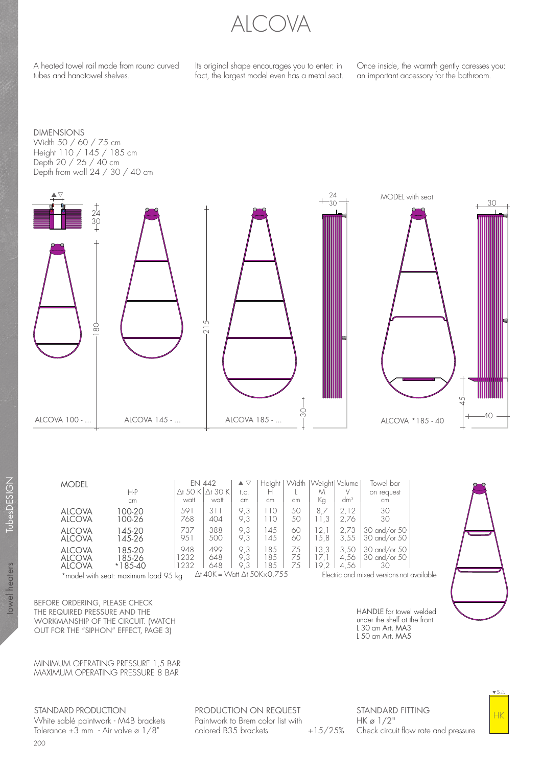# ALCOVA

A heated towel rail made from round curved tubes and handtowel shelves.

Its original shape encourages you to enter: in fact, the largest model even has a metal seat.

Once inside, the warmth gently caresses you: an important accessory for the bathroom.

DIMENSIONS
Width 50 / 60 / 75 cm
Height 110 / 145 / 185 cm
Depth 20 / 26 / 40 cm
Depth from wall 24 / 30 / 40 cm

ALCOVA 100 - ... ALCOVA 145 - ... ALCOVA 185 - ... MODEL with seat ALCOVA *185 - 40

| MODEL | H-P cm | EN 442 $\Delta t$ 50 K watt | EN 442 $\Delta t$ 30 K watt | ▲▽ t.c. cm | Height H cm | Width L cm | Weight M Kg | Volume V $dm^3$ | Towel bar on request cm |
|---|---|---|---|---|---|---|---|---|---|
| ALCOVA | 100-20 | 591 | 311 | 9,3 | 110 | 50 | 8,7 | 2,12 | 30 |
| ALCOVA | 100-26 | 768 | 404 | 9,3 | 110 | 50 | 11,3 | 2,76 | 30 |
| ALCOVA | 145-20 | 737 | 388 | 9,3 | 145 | 60 | 12,1 | 2,73 | 30 and/or 50 |
| ALCOVA | 145-26 | 951 | 500 | 9,3 | 145 | 60 | 15,8 | 3,55 | 30 and/or 50 |
| ALCOVA | 185-20 | 948 | 499 | 9,3 | 185 | 75 | 13,3 | 3,50 | 30 and/or 50 |
| ALCOVA | 185-26 | 1232 | 648 | 9,3 | 185 | 75 | 17,1 | 4,56 | 30 and/or 50 |
| ALCOVA | *185-40 | 1232 | 648 | 9,3 | 185 | 75 | 19,2 | 4,56 | 30 |

*model with seat: maximum load 95 kg

$\Delta t$ 40K = Watt $\Delta t$ 50K×0,755

Electric and mixed versions not available

BEFORE ORDERING, PLEASE CHECK THE REQUIRED PRESSURE AND THE WORKMANSHIP OF THE CIRCUIT. (WATCH OUT FOR THE "SIPHON" EFFECT, PAGE 3)

HANDLE for towel welded under the shelf at the front
L 30 cm Art. MA3
L 50 cm Art. MA5

MINIMUM OPERATING PRESSURE 1,5 BAR
MAXIMUM OPERATING PRESSURE 8 BAR

STANDARD PRODUCTION
White sablé paintwork - M4B brackets
Tolerance ±3 mm - Air valve ø 1/8"

PRODUCTION ON REQUEST
Paintwork to Brem color list with colored B35 brackets +15/25%

STANDARD FITTING
HK ø 1/2"
Check circuit flow rate and pressure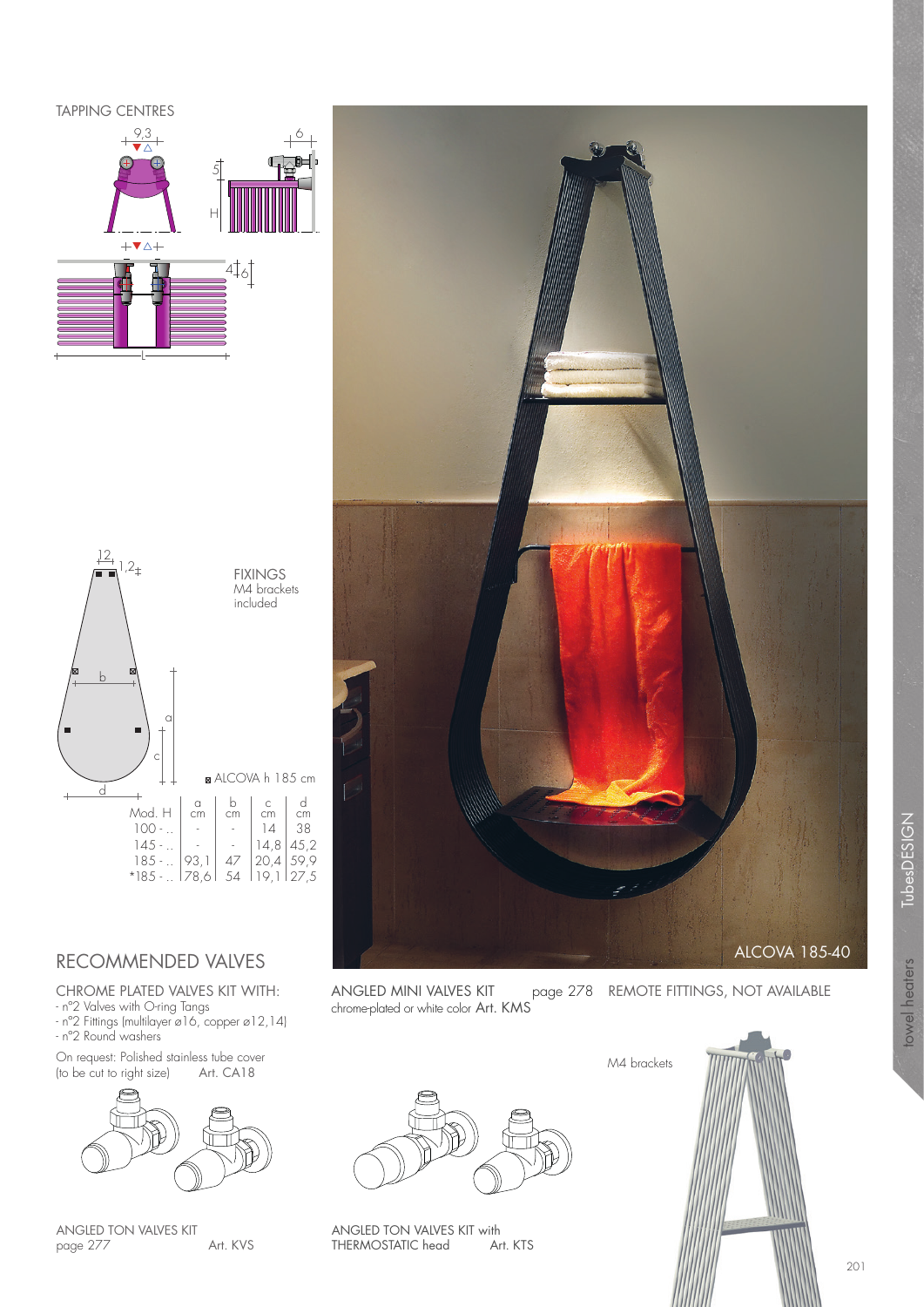TAPPING CENTRES

9,3

6

5

H

4

6

L

12

1,2

b

a

c

d

FIXINGS
M4 brackets
included

▣ ALCOVA h 185 cm

| Mod. H | a cm | b cm | c cm | d cm |
|---|---|---|---|---|
| 100 - .. | - | - | 14 | 38 |
| 145 - .. | - | - | 14,8 | 45,2 |
| 185 - .. | 93,1 | 47 | 20,4 | 59,9 |
| *185 - .. | 78,6 | 54 | 19,1 | 27,5 |

ALCOVA 185-40

## RECOMMENDED VALVES

CHROME PLATED VALVES KIT WITH:
- n°2 Valves with O-ring Tangs
- n°2 Fittings (multilayer ø16, copper ø12,14)
- n°2 Round washers

On request: Polished stainless tube cover
(to be cut to right size) Art. CA18

ANGLED TON VALVES KIT
page 277 Art. KVS

ANGLED MINI VALVES KIT page 278
chrome-plated or white color Art. KMS

ANGLED TON VALVES KIT with
THERMOSTATIC head Art. KTS

REMOTE FITTINGS, NOT AVAILABLE

M4 brackets